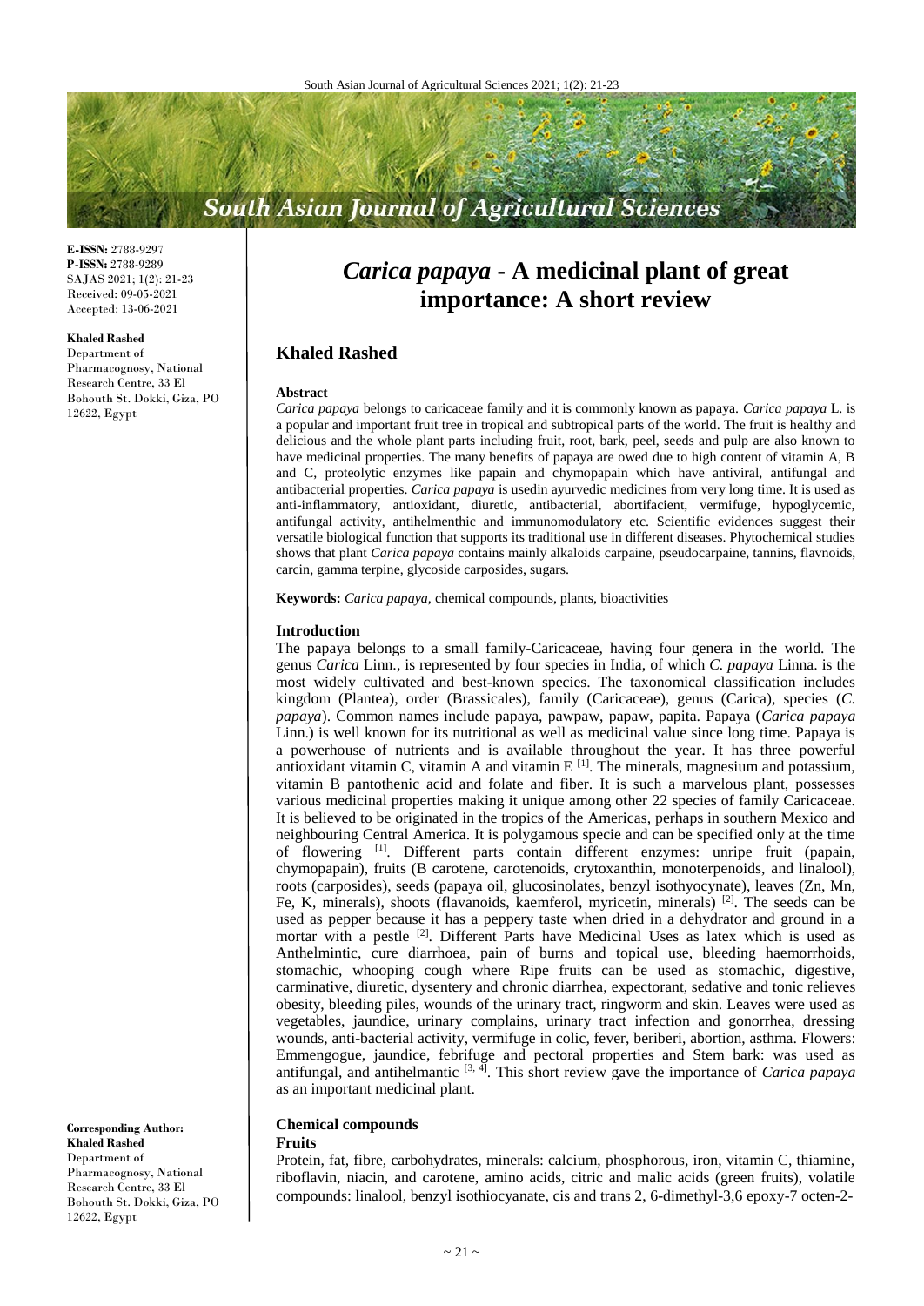# *Carica papaya* - A medicinal plant of great importance: A short review

**E-ISSN:** 2788-9297
**P-ISSN:** 2788-9289
SAJAS 2021; 1(2): 21-23
Received: 09-05-2021
Accepted: 13-06-2021

**Khaled Rashed**
Department of Pharmacognosy, National Research Centre, 33 El Bohouth St. Dokki, Giza, PO 12622, Egypt

**Corresponding Author:**
**Khaled Rashed**
Department of Pharmacognosy, National Research Centre, 33 El Bohouth St. Dokki, Giza, PO 12622, Egypt

## Khaled Rashed

### Abstract

*Carica papaya* belongs to caricaceae family and it is commonly known as papaya. *Carica papaya* L. is a popular and important fruit tree in tropical and subtropical parts of the world. The fruit is healthy and delicious and the whole plant parts including fruit, root, bark, peel, seeds and pulp are also known to have medicinal properties. The many benefits of papaya are owed due to high content of vitamin A, B and C, proteolytic enzymes like papain and chymopapain which have antiviral, antifungal and antibacterial properties. *Carica papaya* is usedin ayurvedic medicines from very long time. It is used as anti-inflammatory, antioxidant, diuretic, antibacterial, abortifacient, vermifuge, hypoglycemic, antifungal activity, antihelmenthic and immunomodulatory etc. Scientific evidences suggest their versatile biological function that supports its traditional use in different diseases. Phytochemical studies shows that plant *Carica papaya* contains mainly alkaloids carpaine, pseudocarpaine, tannins, flavnoids, carcin, gamma terpine, glycoside carposides, sugars.

**Keywords:** *Carica papaya*, chemical compounds, plants, bioactivities

### Introduction

The papaya belongs to a small family-Caricaceae, having four genera in the world. The genus *Carica* Linn., is represented by four species in India, of which *C. papaya* Linna. is the most widely cultivated and best-known species. The taxonomical classification includes kingdom (Plantea), order (Brassicales), family (Caricaceae), genus (Carica), species (*C. papaya*). Common names include papaya, pawpaw, papaw, papita. Papaya (*Carica papaya* Linn.) is well known for its nutritional as well as medicinal value since long time. Papaya is a powerhouse of nutrients and is available throughout the year. It has three powerful antioxidant vitamin C, vitamin A and vitamin E [1]. The minerals, magnesium and potassium, vitamin B pantothenic acid and folate and fiber. It is such a marvelous plant, possesses various medicinal properties making it unique among other 22 species of family Caricaceae. It is believed to be originated in the tropics of the Americas, perhaps in southern Mexico and neighbouring Central America. It is polygamous specie and can be specified only at the time of flowering [1]. Different parts contain different enzymes: unripe fruit (papain, chymopapain), fruits (B carotene, carotenoids, crytoxanthin, monoterpenoids, and linalool), roots (carposides), seeds (papaya oil, glucosinolates, benzyl isothyocynate), leaves (Zn, Mn, Fe, K, minerals), shoots (flavanoids, kaemferol, myricetin, minerals) [2]. The seeds can be used as pepper because it has a peppery taste when dried in a dehydrator and ground in a mortar with a pestle [2]. Different Parts have Medicinal Uses as latex which is used as Anthelmintic, cure diarrhoea, pain of burns and topical use, bleeding haemorrhoids, stomachic, whooping cough where Ripe fruits can be used as stomachic, digestive, carminative, diuretic, dysentery and chronic diarrhea, expectorant, sedative and tonic relieves obesity, bleeding piles, wounds of the urinary tract, ringworm and skin. Leaves were used as vegetables, jaundice, urinary complains, urinary tract infection and gonorrhea, dressing wounds, anti-bacterial activity, vermifuge in colic, fever, beriberi, abortion, asthma. Flowers: Emmengogue, jaundice, febrifuge and pectoral properties and Stem bark: was used as antifungal, and antihelmantic [3, 4]. This short review gave the importance of *Carica papaya* as an important medicinal plant.

### Chemical compounds

#### Fruits

Protein, fat, fibre, carbohydrates, minerals: calcium, phosphorous, iron, vitamin C, thiamine, riboflavin, niacin, and carotene, amino acids, citric and malic acids (green fruits), volatile compounds: linalool, benzyl isothiocyanate, cis and trans 2, 6-dimethyl-3,6 epoxy-7 octen-2-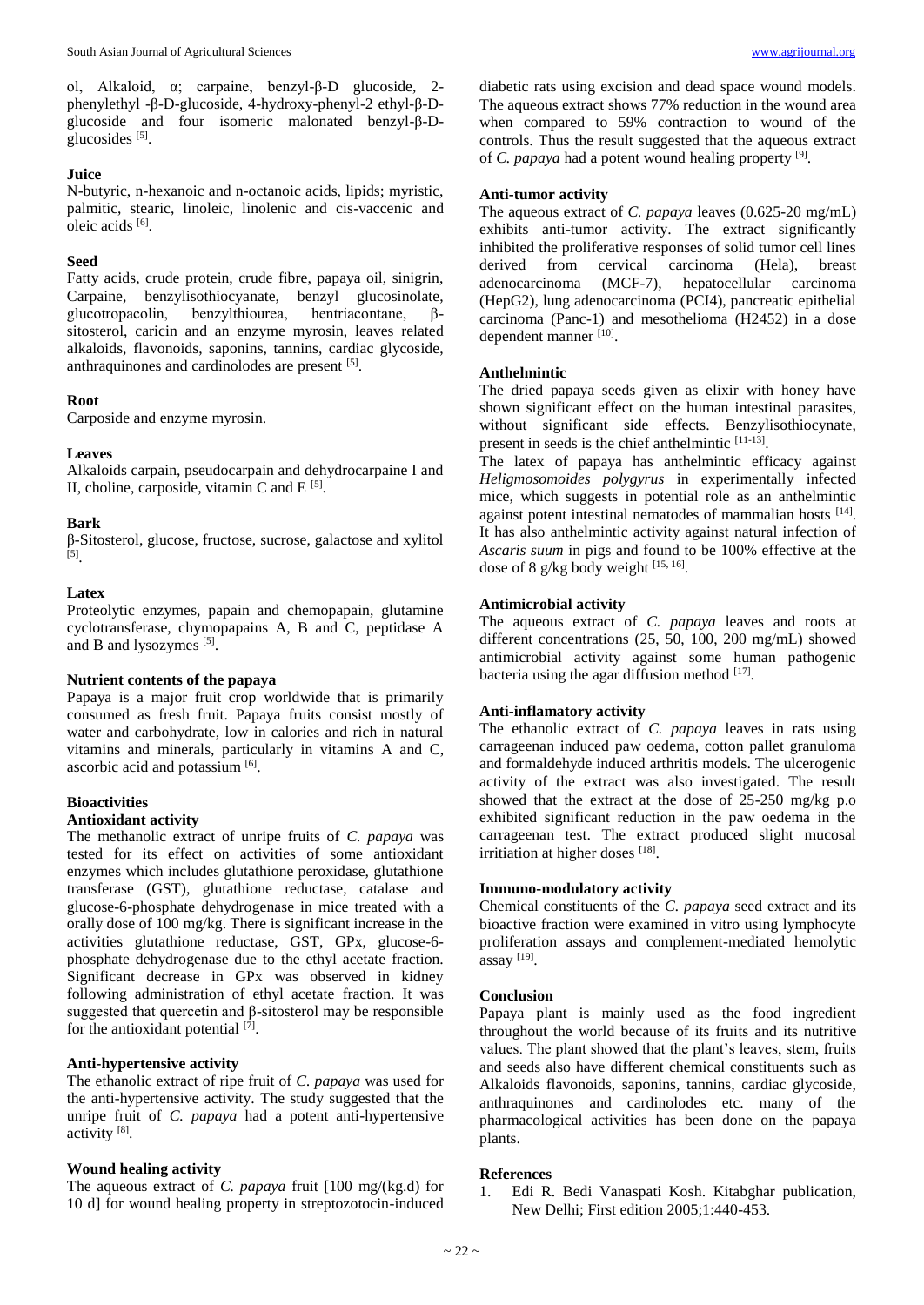ol, Alkaloid, α; carpaine, benzyl-β-D glucoside, 2-phenylethyl -β-D-glucoside, 4-hydroxy-phenyl-2 ethyl-β-D-glucoside and four isomeric malonated benzyl-β-D-glucosides [5].

### Juice

N-butyric, n-hexanoic and n-octanoic acids, lipids; myristic, palmitic, stearic, linoleic, linolenic and cis-vaccenic and oleic acids [6].

### Seed

Fatty acids, crude protein, crude fibre, papaya oil, sinigrin, Carpaine, benzylisothiocyanate, benzyl glucosinolate, glucotropacolin, benzylthiourea, hentriacontane, β-sitosterol, caricin and an enzyme myrosin, leaves related alkaloids, flavonoids, saponins, tannins, cardiac glycoside, anthraquinones and cardinolodes are present [5].

### Root

Carposide and enzyme myrosin.

### Leaves

Alkaloids carpain, pseudocarpain and dehydrocarpaine I and II, choline, carposide, vitamin C and E [5].

### Bark

β-Sitosterol, glucose, fructose, sucrose, galactose and xylitol [5].

### Latex

Proteolytic enzymes, papain and chemopapain, glutamine cyclotransferase, chymopapains A, B and C, peptidase A and B and lysozymes [5].

### Nutrient contents of the papaya

Papaya is a major fruit crop worldwide that is primarily consumed as fresh fruit. Papaya fruits consist mostly of water and carbohydrate, low in calories and rich in natural vitamins and minerals, particularly in vitamins A and C, ascorbic acid and potassium [6].

## Bioactivities

### Antioxidant activity

The methanolic extract of unripe fruits of *C. papaya* was tested for its effect on activities of some antioxidant enzymes which includes glutathione peroxidase, glutathione transferase (GST), glutathione reductase, catalase and glucose-6-phosphate dehydrogenase in mice treated with a orally dose of 100 mg/kg. There is significant increase in the activities glutathione reductase, GST, GPx, glucose-6-phosphate dehydrogenase due to the ethyl acetate fraction. Significant decrease in GPx was observed in kidney following administration of ethyl acetate fraction. It was suggested that quercetin and β-sitosterol may be responsible for the antioxidant potential [7].

### Anti-hypertensive activity

The ethanolic extract of ripe fruit of *C. papaya* was used for the anti-hypertensive activity. The study suggested that the unripe fruit of *C. papaya* had a potent anti-hypertensive activity [8].

### Wound healing activity

The aqueous extract of *C. papaya* fruit [100 mg/(kg.d) for 10 d] for wound healing property in streptozotocin-induced diabetic rats using excision and dead space wound models. The aqueous extract shows 77% reduction in the wound area when compared to 59% contraction to wound of the controls. Thus the result suggested that the aqueous extract of *C. papaya* had a potent wound healing property [9].

### Anti-tumor activity

The aqueous extract of *C. papaya* leaves (0.625-20 mg/mL) exhibits anti-tumor activity. The extract significantly inhibited the proliferative responses of solid tumor cell lines derived from cervical carcinoma (Hela), breast adenocarcinoma (MCF-7), hepatocellular carcinoma (HepG2), lung adenocarcinoma (PCI4), pancreatic epithelial carcinoma (Panc-1) and mesothelioma (H2452) in a dose dependent manner [10].

### Anthelmintic

The dried papaya seeds given as elixir with honey have shown significant effect on the human intestinal parasites, without significant side effects. Benzylisothiocynate, present in seeds is the chief anthelmintic [11-13].

The latex of papaya has anthelmintic efficacy against *Heligmosomoides polygyrus* in experimentally infected mice, which suggests in potential role as an anthelmintic against potent intestinal nematodes of mammalian hosts [14]. It has also anthelmintic activity against natural infection of *Ascaris suum* in pigs and found to be 100% effective at the dose of 8 g/kg body weight [15, 16].

### Antimicrobial activity

The aqueous extract of *C. papaya* leaves and roots at different concentrations (25, 50, 100, 200 mg/mL) showed antimicrobial activity against some human pathogenic bacteria using the agar diffusion method [17].

### Anti-inflamatory activity

The ethanolic extract of *C. papaya* leaves in rats using carrageenan induced paw oedema, cotton pallet granuloma and formaldehyde induced arthritis models. The ulcerogenic activity of the extract was also investigated. The result showed that the extract at the dose of 25-250 mg/kg p.o exhibited significant reduction in the paw oedema in the carrageenan test. The extract produced slight mucosal irritiation at higher doses [18].

### Immuno-modulatory activity

Chemical constituents of the *C. papaya* seed extract and its bioactive fraction were examined in vitro using lymphocyte proliferation assays and complement-mediated hemolytic assay [19].

## Conclusion

Papaya plant is mainly used as the food ingredient throughout the world because of its fruits and its nutritive values. The plant showed that the plant's leaves, stem, fruits and seeds also have different chemical constituents such as Alkaloids flavonoids, saponins, tannins, cardiac glycoside, anthraquinones and cardinolodes etc. many of the pharmacological activities has been done on the papaya plants.

## References

1. Edi R. Bedi Vanaspati Kosh. Kitabghar publication, New Delhi; First edition 2005;1:440-453.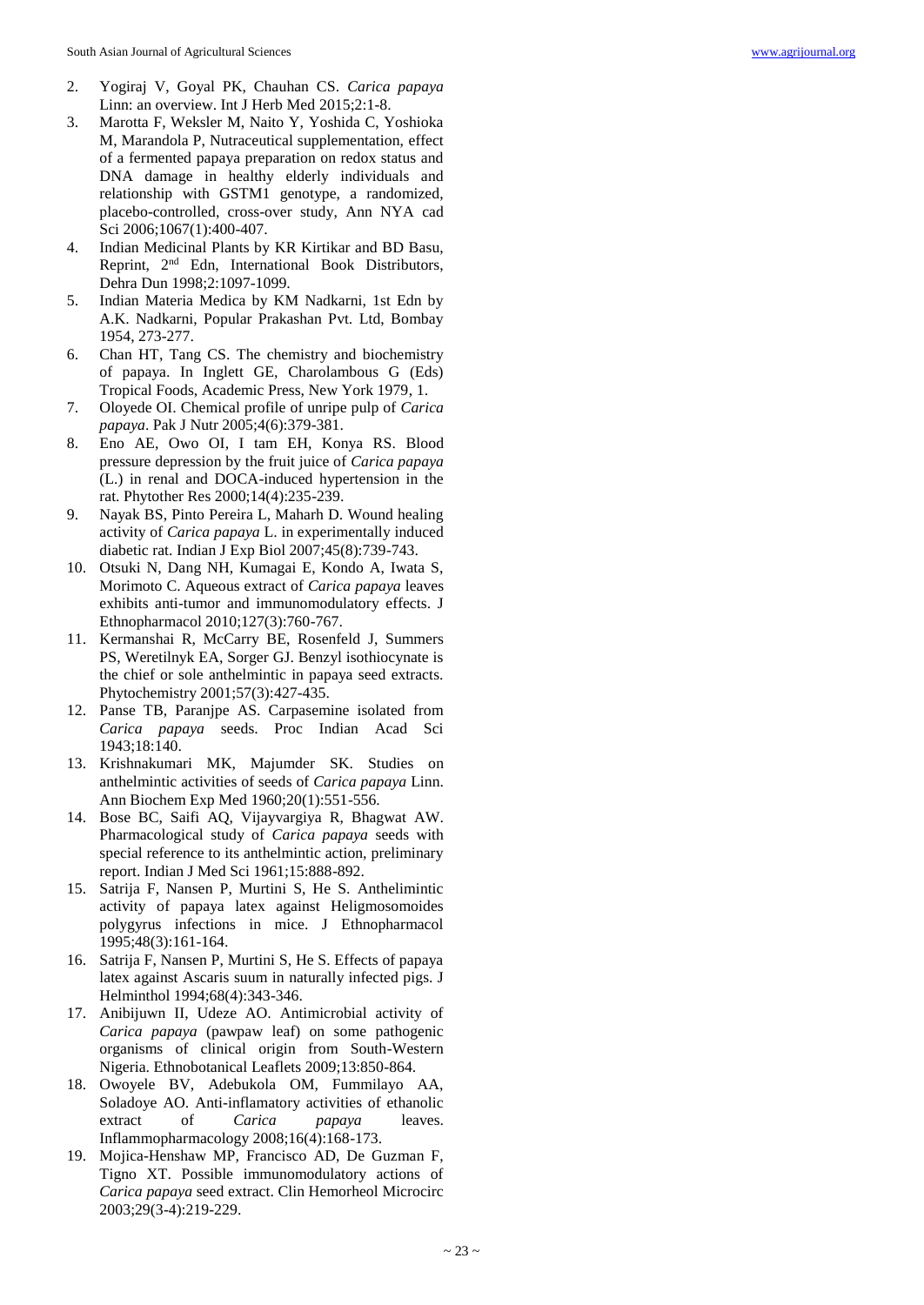2. Yogiraj V, Goyal PK, Chauhan CS. *Carica papaya* Linn: an overview. Int J Herb Med 2015;2:1-8.
3. Marotta F, Weksler M, Naito Y, Yoshida C, Yoshioka M, Marandola P, Nutraceutical supplementation, effect of a fermented papaya preparation on redox status and DNA damage in healthy elderly individuals and relationship with GSTM1 genotype, a randomized, placebo-controlled, cross-over study, Ann NYA cad Sci 2006;1067(1):400-407.
4. Indian Medicinal Plants by KR Kirtikar and BD Basu, Reprint, 2nd Edn, International Book Distributors, Dehra Dun 1998;2:1097-1099.
5. Indian Materia Medica by KM Nadkarni, 1st Edn by A.K. Nadkarni, Popular Prakashan Pvt. Ltd, Bombay 1954, 273-277.
6. Chan HT, Tang CS. The chemistry and biochemistry of papaya. In Inglett GE, Charolambous G (Eds) Tropical Foods, Academic Press, New York 1979, 1.
7. Oloyede OI. Chemical profile of unripe pulp of *Carica papaya*. Pak J Nutr 2005;4(6):379-381.
8. Eno AE, Owo OI, I tam EH, Konya RS. Blood pressure depression by the fruit juice of *Carica papaya* (L.) in renal and DOCA-induced hypertension in the rat. Phytother Res 2000;14(4):235-239.
9. Nayak BS, Pinto Pereira L, Maharh D. Wound healing activity of *Carica papaya* L. in experimentally induced diabetic rat. Indian J Exp Biol 2007;45(8):739-743.
10. Otsuki N, Dang NH, Kumagai E, Kondo A, Iwata S, Morimoto C. Aqueous extract of *Carica papaya* leaves exhibits anti-tumor and immunomodulatory effects. J Ethnopharmacol 2010;127(3):760-767.
11. Kermanshai R, McCarry BE, Rosenfeld J, Summers PS, Weretilnyk EA, Sorger GJ. Benzyl isothiocynate is the chief or sole anthelmintic in papaya seed extracts. Phytochemistry 2001;57(3):427-435.
12. Panse TB, Paranjpe AS. Carpasemine isolated from *Carica papaya* seeds. Proc Indian Acad Sci 1943;18:140.
13. Krishnakumari MK, Majumder SK. Studies on anthelmintic activities of seeds of *Carica papaya* Linn. Ann Biochem Exp Med 1960;20(1):551-556.
14. Bose BC, Saifi AQ, Vijayvargiya R, Bhagwat AW. Pharmacological study of *Carica papaya* seeds with special reference to its anthelmintic action, preliminary report. Indian J Med Sci 1961;15:888-892.
15. Satrija F, Nansen P, Murtini S, He S. Anthelimintic activity of papaya latex against Heligmosomoides polygyrus infections in mice. J Ethnopharmacol 1995;48(3):161-164.
16. Satrija F, Nansen P, Murtini S, He S. Effects of papaya latex against Ascaris suum in naturally infected pigs. J Helminthol 1994;68(4):343-346.
17. Anibijuwn II, Udeze AO. Antimicrobial activity of *Carica papaya* (pawpaw leaf) on some pathogenic organisms of clinical origin from South-Western Nigeria. Ethnobotanical Leaflets 2009;13:850-864.
18. Owoyele BV, Adebukola OM, Fummilayo AA, Soladoye AO. Anti-inflamatory activities of ethanolic extract of *Carica papaya* leaves. Inflammopharmacology 2008;16(4):168-173.
19. Mojica-Henshaw MP, Francisco AD, De Guzman F, Tigno XT. Possible immunomodulatory actions of *Carica papaya* seed extract. Clin Hemorheol Microcirc 2003;29(3-4):219-229.